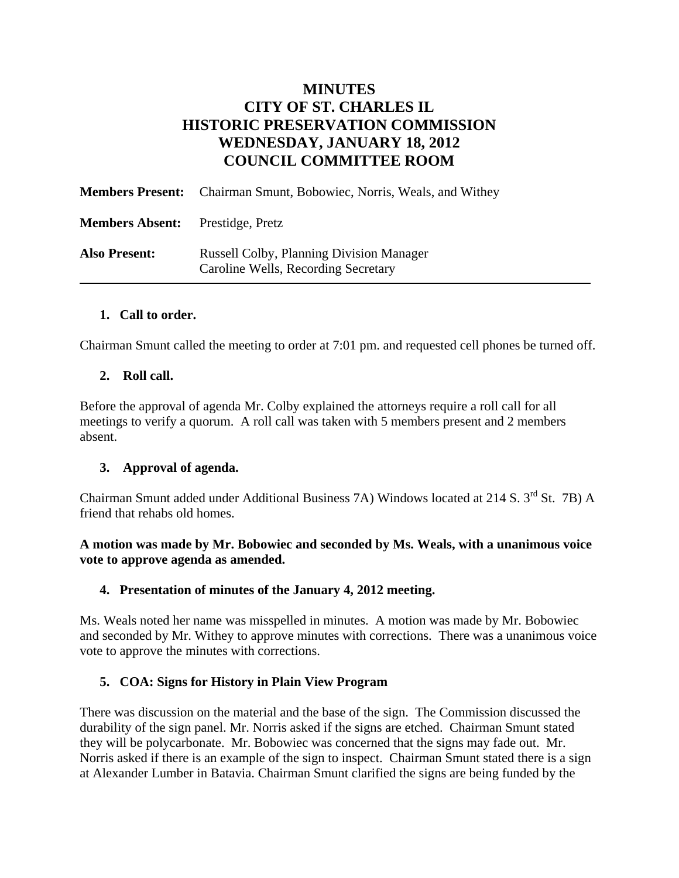# MINUTES
# CITY OF ST. CHARLES IL
# HISTORIC PRESERVATION COMMISSION
# WEDNESDAY, JANUARY 18, 2012
# COUNCIL COMMITTEE ROOM

**Members Present:** Chairman Smunt, Bobowiec, Norris, Weals, and Withey

**Members Absent:** Prestidge, Pretz

**Also Present:** Russell Colby, Planning Division Manager
Caroline Wells, Recording Secretary

---

## 1. Call to order.

Chairman Smunt called the meeting to order at 7:01 pm. and requested cell phones be turned off.

## 2. Roll call.

Before the approval of agenda Mr. Colby explained the attorneys require a roll call for all meetings to verify a quorum. A roll call was taken with 5 members present and 2 members absent.

## 3. Approval of agenda.

Chairman Smunt added under Additional Business 7A) Windows located at 214 S. 3rd St. 7B) A friend that rehabs old homes.

**A motion was made by Mr. Bobowiec and seconded by Ms. Weals, with a unanimous voice vote to approve agenda as amended.**

## 4. Presentation of minutes of the January 4, 2012 meeting.

Ms. Weals noted her name was misspelled in minutes. A motion was made by Mr. Bobowiec and seconded by Mr. Withey to approve minutes with corrections. There was a unanimous voice vote to approve the minutes with corrections.

## 5. COA: Signs for History in Plain View Program

There was discussion on the material and the base of the sign. The Commission discussed the durability of the sign panel. Mr. Norris asked if the signs are etched. Chairman Smunt stated they will be polycarbonate. Mr. Bobowiec was concerned that the signs may fade out. Mr. Norris asked if there is an example of the sign to inspect. Chairman Smunt stated there is a sign at Alexander Lumber in Batavia. Chairman Smunt clarified the signs are being funded by the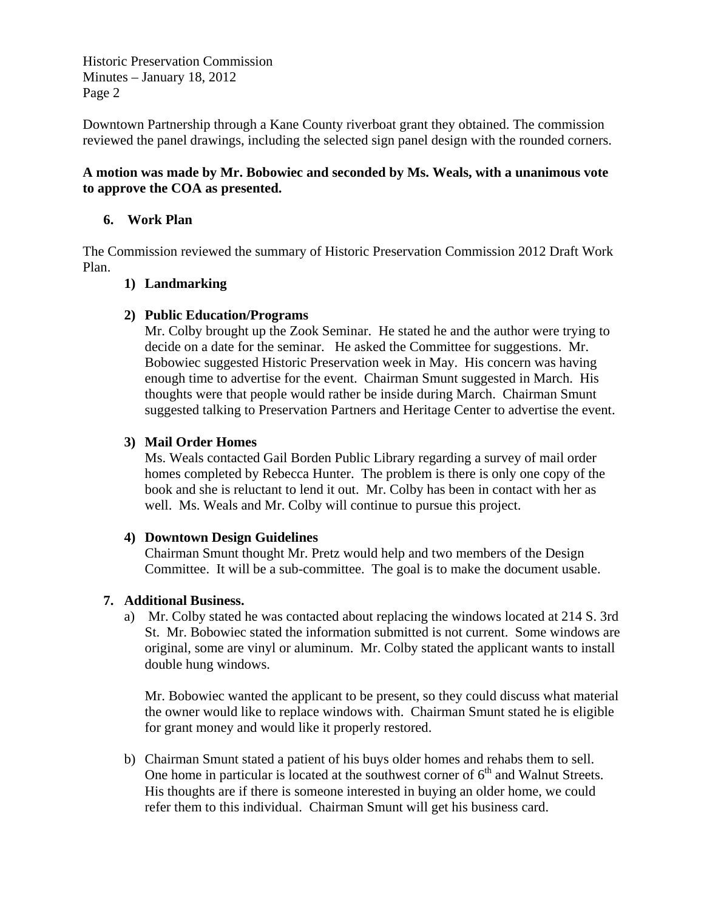Downtown Partnership through a Kane County riverboat grant they obtained. The commission reviewed the panel drawings, including the selected sign panel design with the rounded corners.

**A motion was made by Mr. Bobowiec and seconded by Ms. Weals, with a unanimous vote to approve the COA as presented.**

## 6. Work Plan

The Commission reviewed the summary of Historic Preservation Commission 2012 Draft Work Plan.

1) **Landmarking**

2) **Public Education/Programs**
   Mr. Colby brought up the Zook Seminar. He stated he and the author were trying to decide on a date for the seminar. He asked the Committee for suggestions. Mr. Bobowiec suggested Historic Preservation week in May. His concern was having enough time to advertise for the event. Chairman Smunt suggested in March. His thoughts were that people would rather be inside during March. Chairman Smunt suggested talking to Preservation Partners and Heritage Center to advertise the event.

3) **Mail Order Homes**
   Ms. Weals contacted Gail Borden Public Library regarding a survey of mail order homes completed by Rebecca Hunter. The problem is there is only one copy of the book and she is reluctant to lend it out. Mr. Colby has been in contact with her as well. Ms. Weals and Mr. Colby will continue to pursue this project.

4) **Downtown Design Guidelines**
   Chairman Smunt thought Mr. Pretz would help and two members of the Design Committee. It will be a sub-committee. The goal is to make the document usable.

## 7. Additional Business.

a) Mr. Colby stated he was contacted about replacing the windows located at 214 S. 3rd St. Mr. Bobowiec stated the information submitted is not current. Some windows are original, some are vinyl or aluminum. Mr. Colby stated the applicant wants to install double hung windows.

   Mr. Bobowiec wanted the applicant to be present, so they could discuss what material the owner would like to replace windows with. Chairman Smunt stated he is eligible for grant money and would like it properly restored.

b) Chairman Smunt stated a patient of his buys older homes and rehabs them to sell. One home in particular is located at the southwest corner of 6th and Walnut Streets. His thoughts are if there is someone interested in buying an older home, we could refer them to this individual. Chairman Smunt will get his business card.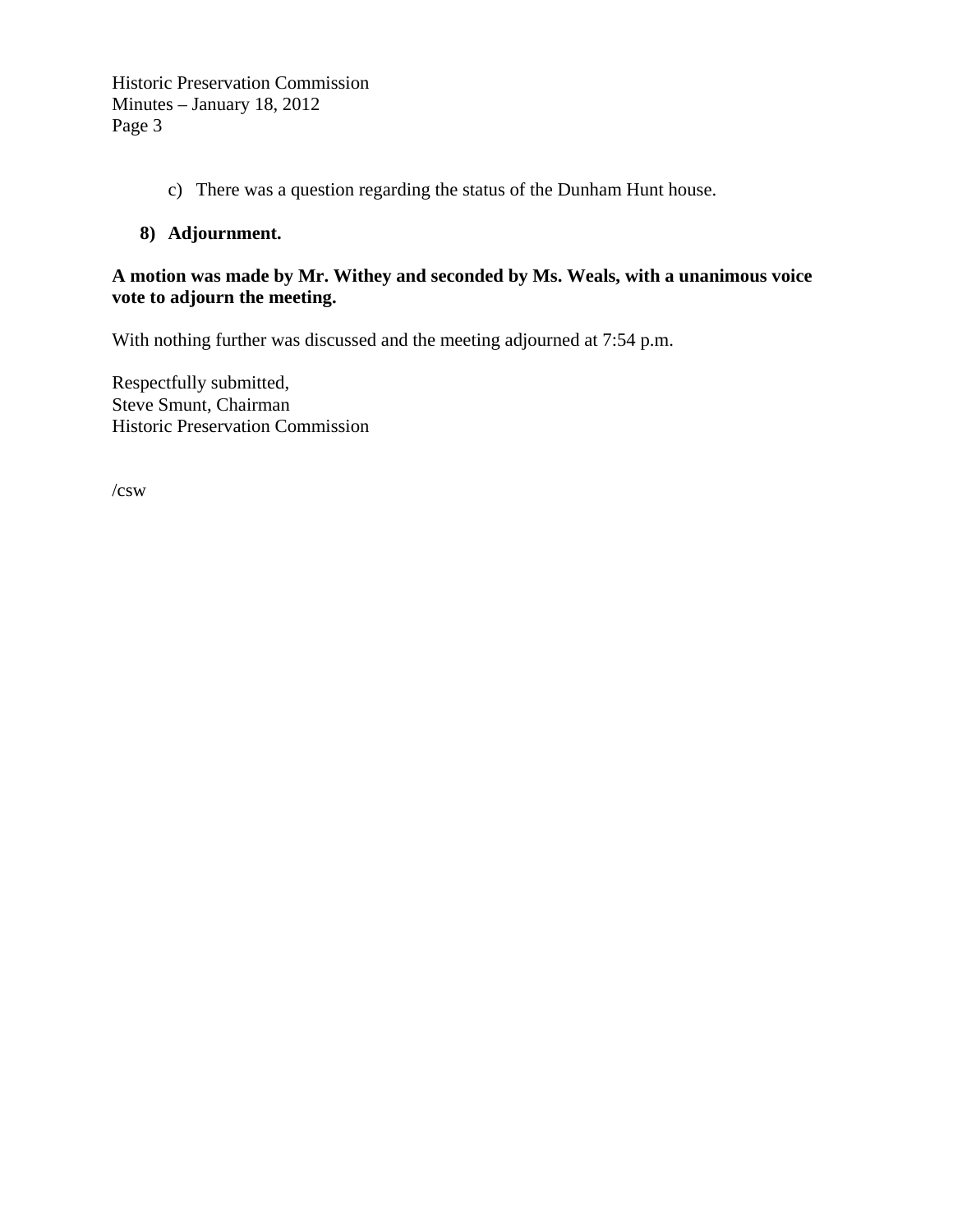c) There was a question regarding the status of the Dunham Hunt house.

**8) Adjournment.**

**A motion was made by Mr. Withey and seconded by Ms. Weals, with a unanimous voice vote to adjourn the meeting.**

With nothing further was discussed and the meeting adjourned at 7:54 p.m.

Respectfully submitted,
Steve Smunt, Chairman
Historic Preservation Commission

/csw